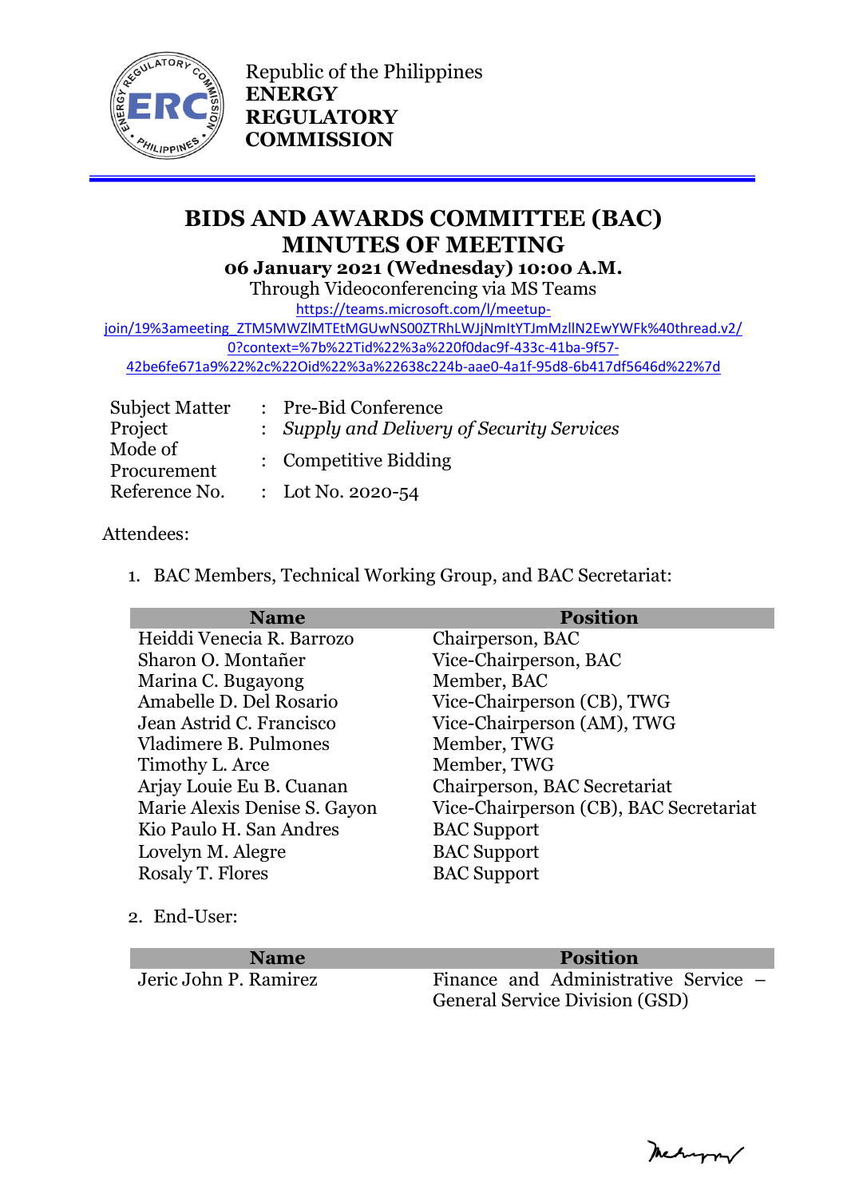Republic of the Philippines
**ENERGY REGULATORY COMMISSION**

# BIDS AND AWARDS COMMITTEE (BAC) MINUTES OF MEETING

**06 January 2021 (Wednesday) 10:00 A.M.**

Through Videoconferencing via MS Teams

https://teams.microsoft.com/l/meetup-join/19%3ameeting_ZTM5MWZlMTEtMGUwNS00ZTRhLWJjNmItYTJmMzllN2EwYWFk%40thread.v2/0?context=%7b%22Tid%22%3a%220f0dac9f-433c-41ba-9f57-42be6fe671a9%22%2c%22Oid%22%3a%22638c224b-aae0-4a1f-95d8-6b417df5646d%22%7d

| | | |
|---|---|---|
| Subject Matter | : | Pre-Bid Conference |
| Project | : | *Supply and Delivery of Security Services* |
| Mode of Procurement | : | Competitive Bidding |
| Reference No. | : | Lot No. 2020-54 |

Attendees:

1. BAC Members, Technical Working Group, and BAC Secretariat:

| Name | Position |
|---|---|
| Heiddi Venecia R. Barrozo | Chairperson, BAC |
| Sharon O. Montañer | Vice-Chairperson, BAC |
| Marina C. Bugayong | Member, BAC |
| Amabelle D. Del Rosario | Vice-Chairperson (CB), TWG |
| Jean Astrid C. Francisco | Vice-Chairperson (AM), TWG |
| Vladimere B. Pulmones | Member, TWG |
| Timothy L. Arce | Member, TWG |
| Arjay Louie Eu B. Cuanan | Chairperson, BAC Secretariat |
| Marie Alexis Denise S. Gayon | Vice-Chairperson (CB), BAC Secretariat |
| Kio Paulo H. San Andres | BAC Support |
| Lovelyn M. Alegre | BAC Support |
| Rosaly T. Flores | BAC Support |

2. End-User:

| Name | Position |
|---|---|
| Jeric John P. Ramirez | Finance and Administrative Service – General Service Division (GSD) |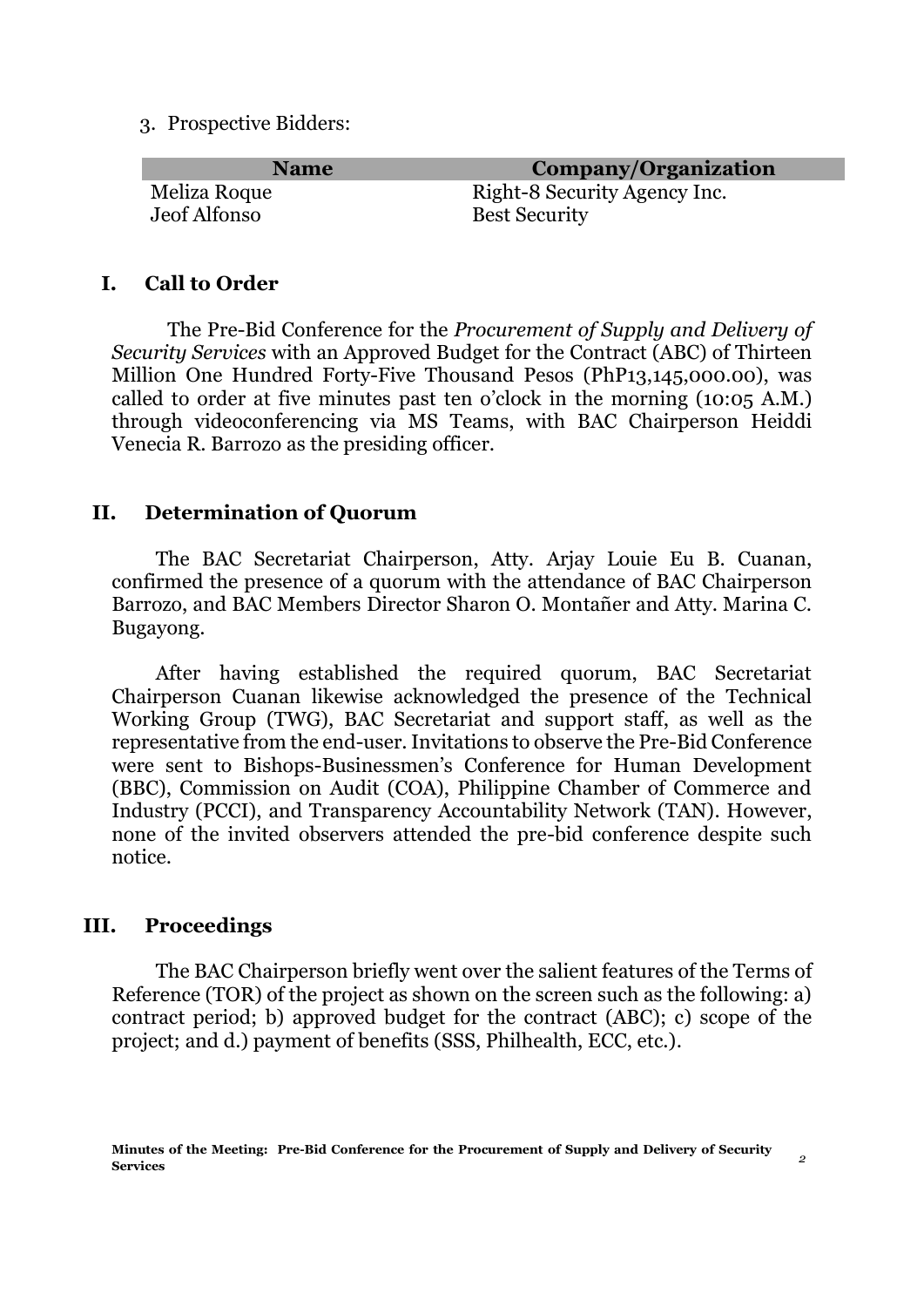3. Prospective Bidders:

| Name | Company/Organization |
|---|---|
| Meliza Roque | Right-8 Security Agency Inc. |
| Jeof Alfonso | Best Security |

## I. Call to Order

The Pre-Bid Conference for the *Procurement of Supply and Delivery of Security Services* with an Approved Budget for the Contract (ABC) of Thirteen Million One Hundred Forty-Five Thousand Pesos (PhP13,145,000.00), was called to order at five minutes past ten o'clock in the morning (10:05 A.M.) through videoconferencing via MS Teams, with BAC Chairperson Heiddi Venecia R. Barrozo as the presiding officer.

## II. Determination of Quorum

The BAC Secretariat Chairperson, Atty. Arjay Louie Eu B. Cuanan, confirmed the presence of a quorum with the attendance of BAC Chairperson Barrozo, and BAC Members Director Sharon O. Montañer and Atty. Marina C. Bugayong.

After having established the required quorum, BAC Secretariat Chairperson Cuanan likewise acknowledged the presence of the Technical Working Group (TWG), BAC Secretariat and support staff, as well as the representative from the end-user. Invitations to observe the Pre-Bid Conference were sent to Bishops-Businessmen's Conference for Human Development (BBC), Commission on Audit (COA), Philippine Chamber of Commerce and Industry (PCCI), and Transparency Accountability Network (TAN). However, none of the invited observers attended the pre-bid conference despite such notice.

## III. Proceedings

The BAC Chairperson briefly went over the salient features of the Terms of Reference (TOR) of the project as shown on the screen such as the following: a) contract period; b) approved budget for the contract (ABC); c) scope of the project; and d.) payment of benefits (SSS, Philhealth, ECC, etc.).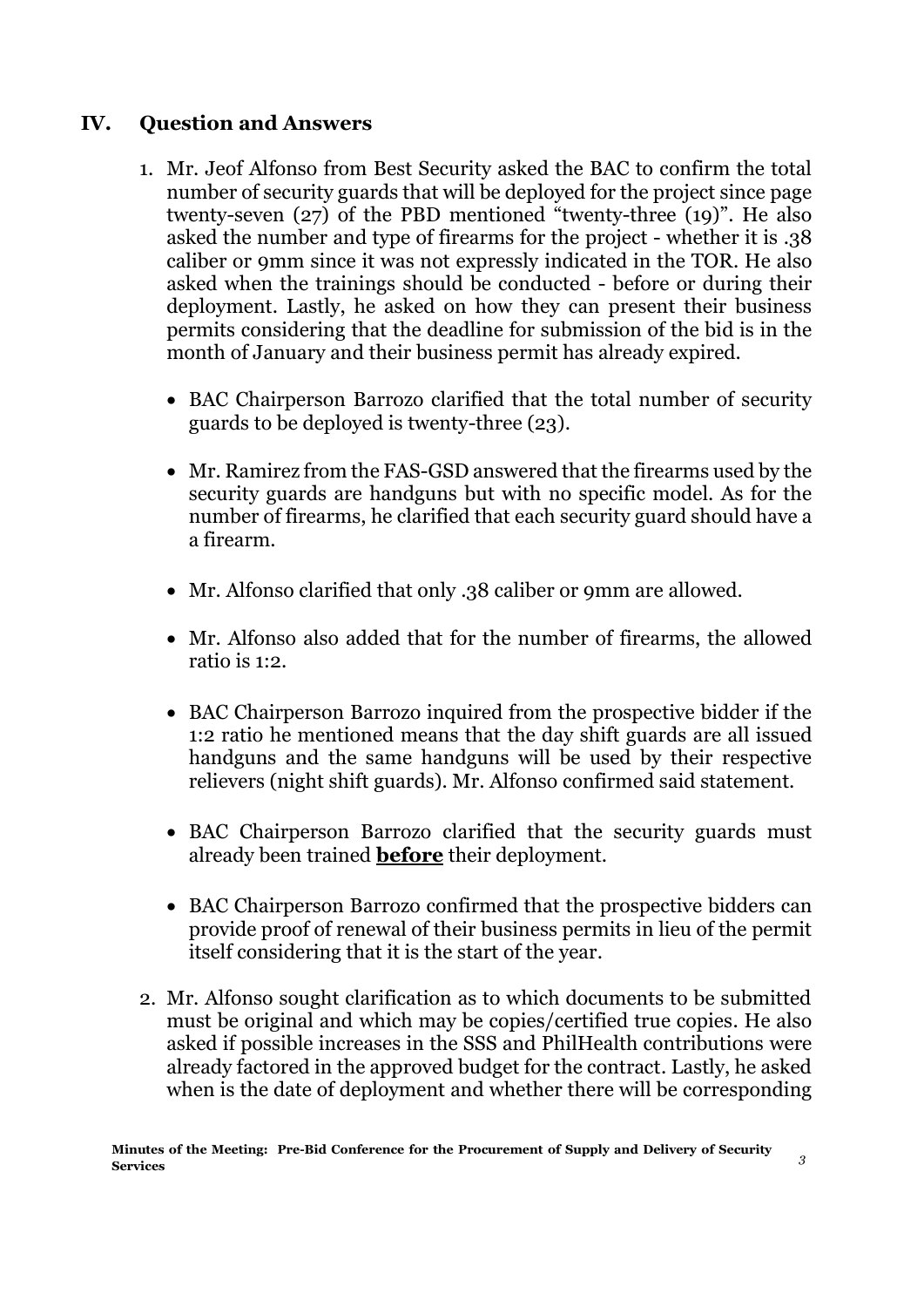## IV. Question and Answers

1. Mr. Jeof Alfonso from Best Security asked the BAC to confirm the total number of security guards that will be deployed for the project since page twenty-seven (27) of the PBD mentioned "twenty-three (19)". He also asked the number and type of firearms for the project - whether it is .38 caliber or 9mm since it was not expressly indicated in the TOR. He also asked when the trainings should be conducted - before or during their deployment. Lastly, he asked on how they can present their business permits considering that the deadline for submission of the bid is in the month of January and their business permit has already expired.

   - BAC Chairperson Barrozo clarified that the total number of security guards to be deployed is twenty-three (23).

   - Mr. Ramirez from the FAS-GSD answered that the firearms used by the security guards are handguns but with no specific model. As for the number of firearms, he clarified that each security guard should have a a firearm.

   - Mr. Alfonso clarified that only .38 caliber or 9mm are allowed.

   - Mr. Alfonso also added that for the number of firearms, the allowed ratio is 1:2.

   - BAC Chairperson Barrozo inquired from the prospective bidder if the 1:2 ratio he mentioned means that the day shift guards are all issued handguns and the same handguns will be used by their respective relievers (night shift guards). Mr. Alfonso confirmed said statement.

   - BAC Chairperson Barrozo clarified that the security guards must already been trained <u>**before**</u> their deployment.

   - BAC Chairperson Barrozo confirmed that the prospective bidders can provide proof of renewal of their business permits in lieu of the permit itself considering that it is the start of the year.

2. Mr. Alfonso sought clarification as to which documents to be submitted must be original and which may be copies/certified true copies. He also asked if possible increases in the SSS and PhilHealth contributions were already factored in the approved budget for the contract. Lastly, he asked when is the date of deployment and whether there will be corresponding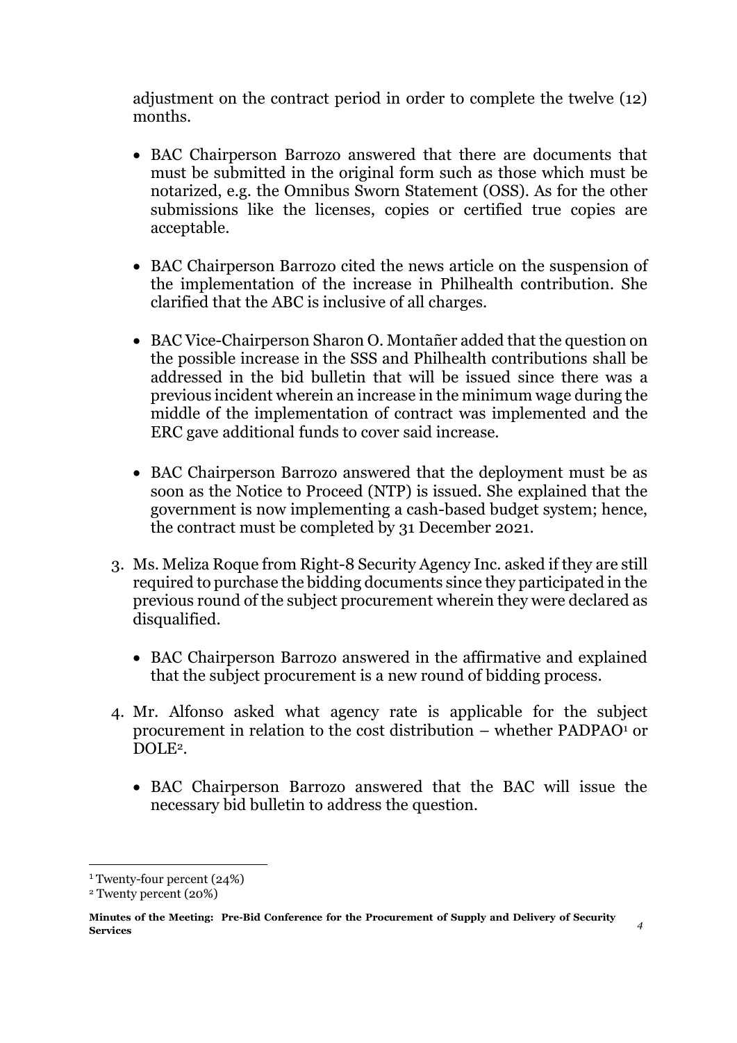adjustment on the contract period in order to complete the twelve (12) months.

- BAC Chairperson Barrozo answered that there are documents that must be submitted in the original form such as those which must be notarized, e.g. the Omnibus Sworn Statement (OSS). As for the other submissions like the licenses, copies or certified true copies are acceptable.

- BAC Chairperson Barrozo cited the news article on the suspension of the implementation of the increase in Philhealth contribution. She clarified that the ABC is inclusive of all charges.

- BAC Vice-Chairperson Sharon O. Montañer added that the question on the possible increase in the SSS and Philhealth contributions shall be addressed in the bid bulletin that will be issued since there was a previous incident wherein an increase in the minimum wage during the middle of the implementation of contract was implemented and the ERC gave additional funds to cover said increase.

- BAC Chairperson Barrozo answered that the deployment must be as soon as the Notice to Proceed (NTP) is issued. She explained that the government is now implementing a cash-based budget system; hence, the contract must be completed by 31 December 2021.

3. Ms. Meliza Roque from Right-8 Security Agency Inc. asked if they are still required to purchase the bidding documents since they participated in the previous round of the subject procurement wherein they were declared as disqualified.

   - BAC Chairperson Barrozo answered in the affirmative and explained that the subject procurement is a new round of bidding process.

4. Mr. Alfonso asked what agency rate is applicable for the subject procurement in relation to the cost distribution – whether PADPAO[1] or DOLE[2].

   - BAC Chairperson Barrozo answered that the BAC will issue the necessary bid bulletin to address the question.

---

[1] Twenty-four percent (24%)

[2] Twenty percent (20%)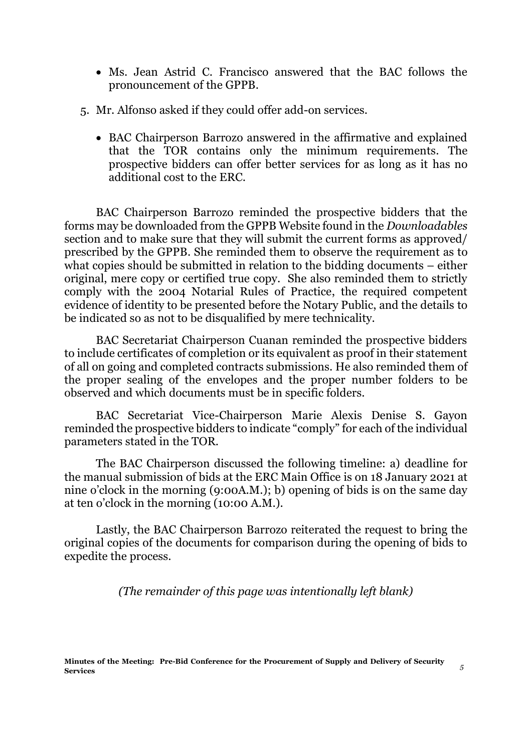- Ms. Jean Astrid C. Francisco answered that the BAC follows the pronouncement of the GPPB.

5. Mr. Alfonso asked if they could offer add-on services.

   - BAC Chairperson Barrozo answered in the affirmative and explained that the TOR contains only the minimum requirements. The prospective bidders can offer better services for as long as it has no additional cost to the ERC.

BAC Chairperson Barrozo reminded the prospective bidders that the forms may be downloaded from the GPPB Website found in the *Downloadables* section and to make sure that they will submit the current forms as approved/ prescribed by the GPPB. She reminded them to observe the requirement as to what copies should be submitted in relation to the bidding documents – either original, mere copy or certified true copy. She also reminded them to strictly comply with the 2004 Notarial Rules of Practice, the required competent evidence of identity to be presented before the Notary Public, and the details to be indicated so as not to be disqualified by mere technicality.

BAC Secretariat Chairperson Cuanan reminded the prospective bidders to include certificates of completion or its equivalent as proof in their statement of all on going and completed contracts submissions. He also reminded them of the proper sealing of the envelopes and the proper number folders to be observed and which documents must be in specific folders.

BAC Secretariat Vice-Chairperson Marie Alexis Denise S. Gayon reminded the prospective bidders to indicate "comply" for each of the individual parameters stated in the TOR.

The BAC Chairperson discussed the following timeline: a) deadline for the manual submission of bids at the ERC Main Office is on 18 January 2021 at nine o'clock in the morning (9:00A.M.); b) opening of bids is on the same day at ten o'clock in the morning (10:00 A.M.).

Lastly, the BAC Chairperson Barrozo reiterated the request to bring the original copies of the documents for comparison during the opening of bids to expedite the process.

*(The remainder of this page was intentionally left blank)*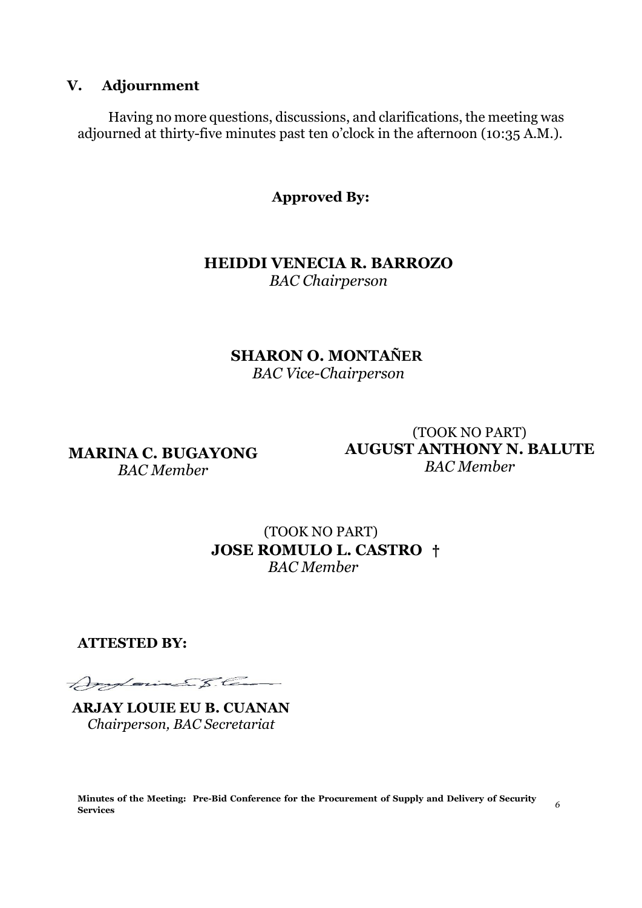## V. Adjournment

Having no more questions, discussions, and clarifications, the meeting was adjourned at thirty-five minutes past ten o'clock in the afternoon (10:35 A.M.).

**Approved By:**

**HEIDDI VENECIA R. BARROZO**
*BAC Chairperson*

**SHARON O. MONTAÑER**
*BAC Vice-Chairperson*

**MARINA C. BUGAYONG**
*BAC Member*

(TOOK NO PART)
**AUGUST ANTHONY N. BALUTE**
*BAC Member*

(TOOK NO PART)
**JOSE ROMULO L. CASTRO †**
*BAC Member*

**ATTESTED BY:**

**ARJAY LOUIE EU B. CUANAN**
*Chairperson, BAC Secretariat*